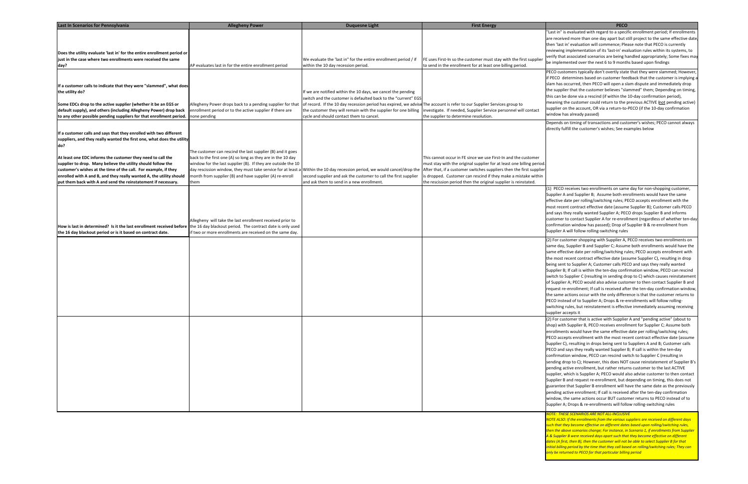| Last In Scenarios for Pennsylvania | Allegheny Power | Duquesne Light | First Energy | PECO |
|---|---|---|---|---|
| Does the utility evaluate 'last in' for the entire enrollment period or just in the case where two enrollments were received the same day? | AP evaluates last in for the entire enrollment period | We evaluate the 'last in" for the entire enrollment period / if within the 10 day recession period. | FE uses First-In so the customer must stay with the first supplier to send in the enrollment for at least one billing period. | "Last in" is evaluated with regard to a specific enrollment period; If enrollments are received more than one day apart but still project to the same effective date, then 'last in' evaluation will commence; Please note that PECO is currently reviewing implementation of its 'last-in' evaluation rules within its systems, to verify that associated scenarios are being handled appropriately; Some fixes may be implemented over the next 6 to 9 months based upon findings |
| If a customer calls to indicate that they were "slammed", what does the utility do?<br><br>Some EDCs drop to the active supplier (whether it be an EGS or default supply), and others (including Allegheny Power) drop back to any other possible pending suppliers for that enrollment period. | Allegheny Power drops back to a pending supplier for that enrollment period or to the active supplier if there are none pending | If we are notified within the 10 days, we cancel the pending switch and the customer is defaulted back to the "current" EGS of record. If the 10 day recession period has expired, we advise the customer they will remain with the supplier for one billing cycle and should contact them to cancel. | The account is refer to our Supplier Services group to investigate. If needed, Supplier Service personnel will contact the supplier to determine resolution. | PECO customers typically don't overtly state that they were slammed; However, if PECO determines based on customer feedback that the customer is implying a slam has occurred, then PECO will open a slam dispute and immediately drop the supplier that the customer believes "slammed" them; Depending on timing, this can be done via a rescind (if within the 10-day confirmation period), meaning the customer could return to the previous ACTIVE (not pending active) supplier on the account, OR via a return-to-PECO (if the 10-day confirmation window has already passed) |
| If a customer calls and says that they enrolled with two different suppliers, and they really wanted the first one, what does the utility do?<br><br>At least one EDC informs the customer they need to call the supplier to drop. Many believe the utility should follow the customer's wishes at the time of the call. For example, if they enrolled with A and B, and they really wanted A, the utility should put them back with A and send the reinstatement if necessary. | The customer can rescind the last supplier (B) and it goes back to the first one (A) so long as they are in the 10 day window for the last supplier (B). If they are outside the 10 day rescission window, they must take service for at least a month from supplier (B) and have supplier (A) re-enroll them | Within the 10 day recession period, we would cancel/drop the second supplier and ask the customer to call the first supplier and ask them to send in a new enrollment. | This cannot occur in FE since we use First-In and the customer must stay with the original supplier for at least one billing period. After that, if a customer switches suppliers then the first supplier is dropped. Customer can rescind if they make a mistake within the rescission period then the original supplier is reinstated. | Depends on timing of transactions and customer's wishes; PECO cannot always directly fulfill the customer's wishes; See examples below |
| How is last in determined? Is it the last enrollment received before the 16 day blackout period or is it based on contract date. | Allegheny will take the last enrollment received prior to the 16 day blackout period. The contract date is only used if two or more enrollments are received on the same day. | | | (1) PECO receives two enrollments on same day for non-shopping customer, Supplier A and Supplier B; Assume both enrollments would have the same effective date per rolling/switching rules; PECO accepts enrollment with the most recent contract effective date (assume Supplier B); Customer calls PECO and says they really wanted Supplier A; PECO drops Supplier B and informs customer to contact Supplier A for re-enrollment (regardless of whether ten-day confirmation window has passed); Drop of Supplier B & re-enrollment from Supplier A will follow rolling-switching rules |
| | | | | (2) For customer shopping with Supplier A, PECO receives two enrollments on same day, Supplier B and Supplier C; Assume both enrollments would have the same effective date per rolling/switching rules; PECO accepts enrollment with the most recent contract effective date (assume Supplier C), resulting in drop being sent to Supplier A; Customer calls PECO and says they really wanted Supplier B; If call is within the ten-day confirmation window, PECO can rescind switch to Supplier C (resulting in sending drop to C) which causes reinstatement of Supplier A; PECO would also advise customer to then contact Supplier B and request re-enrollment; If call is received after the ten-day confirmation window, the same actions occur with the only difference is that the customer returns to PECO instead of to Supplier A; Drops & re-enrollments will follow rolling-switching rules, but reinstatement is effective immediately assuming receiving supplier accepts it |
| | | | | (2) For customer that is active with Supplier A and "pending active" (about to shop) with Supplier B, PECO receives enrollment for Supplier C; Assume both enrollments would have the same effective date per rolling/switching rules; PECO accepts enrollment with the most recent contract effective date (assume Supplier C), resulting in drops being sent to Suppliers A and B; Customer calls PECO and says they really wanted Supplier B; If call is within the ten-day confirmation window, PECO can rescind switch to Supplier C (resulting in sending drop to C); However, this does NOT cause reinstatement of Supplier B's pending active enrollment, but rather returns customer to the last ACTIVE supplier, which is Supplier A; PECO would also advise customer to then contact Supplier B and request re-enrollment, but depending on timing, this does not guarantee that Supplier B enrollment will have the same date as the previously pending active enrollment; If call is received after the ten-day confirmation window, the same actions occur BUT customer returns to PECO instead of to Supplier A; Drops & re-enrollments will follow rolling-switching rules |
| | | | | *NOTE: THESE SCENARIOS ARE NOT ALL-INCLUSIVE*<br>*NOTE ALSO: If the enrollments from the various suppliers are received on different days such that they become effective on different dates based upon rolling/switching rules, then the above scenarios change; For instance, in Scenario 1, if enrollments from Supplier A & Supplier B were received days apart such that they become effective on different dates (A first, then B), then the customer will not be able to select Supplier B for that initial billing period by the time that they call based on rolling/switching rules; They can only be returned to PECO for that particular billing period* |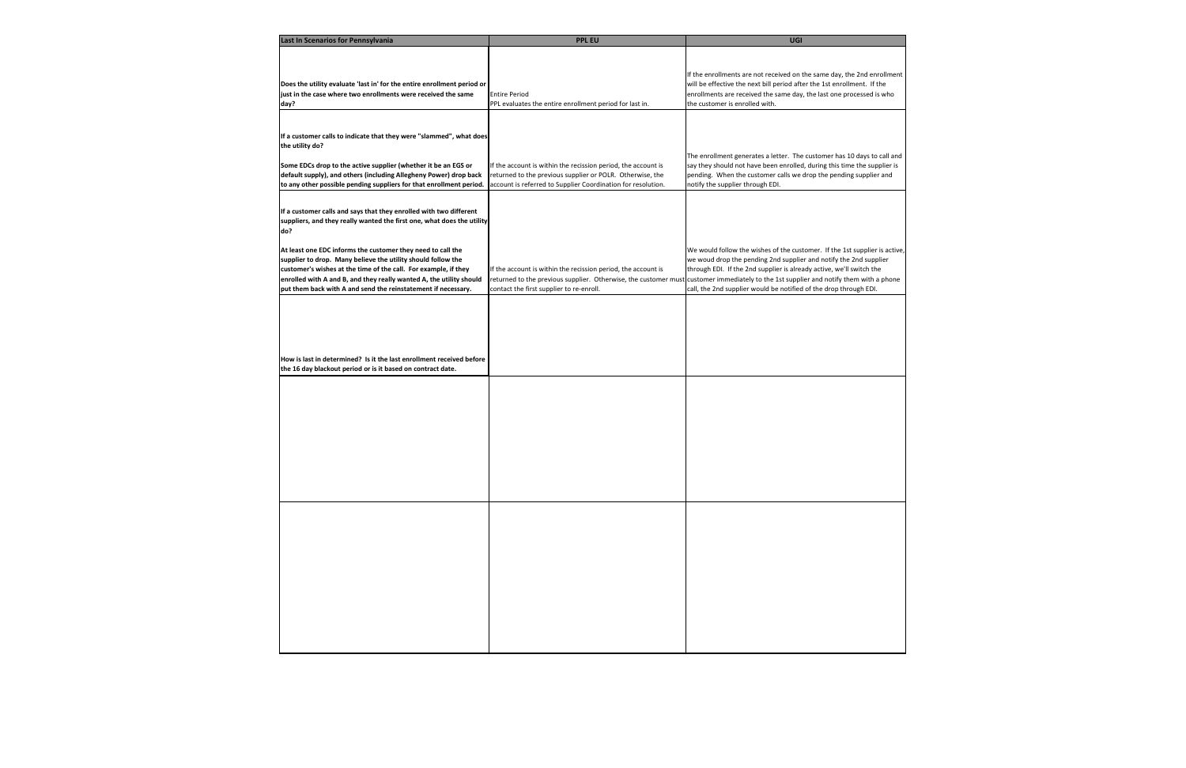| Last In Scenarios for Pennsylvania | PPL EU | UGI |
|---|---|---|
| **Does the utility evaluate 'last in' for the entire enrollment period or just in the case where two enrollments were received the same day?** | Entire Period<br>PPL evaluates the entire enrollment period for last in. | If the enrollments are not received on the same day, the 2nd enrollment will be effective the next bill period after the 1st enrollment. If the enrollments are received the same day, the last one processed is who the customer is enrolled with. |
| **If a customer calls to indicate that they were "slammed", what does the utility do?**<br><br>**Some EDCs drop to the active supplier (whether it be an EGS or default supply), and others (including Allegheny Power) drop back to any other possible pending suppliers for that enrollment period.** | If the account is within the recission period, the account is returned to the previous supplier or POLR. Otherwise, the account is referred to Supplier Coordination for resolution. | The enrollment generates a letter. The customer has 10 days to call and say they should not have been enrolled, during this time the supplier is pending. When the customer calls we drop the pending supplier and notify the supplier through EDI. |
| **If a customer calls and says that they enrolled with two different suppliers, and they really wanted the first one, what does the utility do?**<br><br>**At least one EDC informs the customer they need to call the supplier to drop. Many believe the utility should follow the customer's wishes at the time of the call. For example, if they enrolled with A and B, and they really wanted A, the utility should put them back with A and send the reinstatement if necessary.** | If the account is within the recission period, the account is returned to the previous supplier. Otherwise, the customer must contact the first supplier to re-enroll. | We would follow the wishes of the customer. If the 1st supplier is active, we woud drop the pending 2nd supplier and notify the 2nd supplier through EDI. If the 2nd supplier is already active, we'll switch the customer immediately to the 1st supplier and notify them with a phone call, the 2nd supplier would be notified of the drop through EDI. |
| **How is last in determined? Is it the last enrollment received before the 16 day blackout period or is it based on contract date.** | | |
| | | |
| | | |